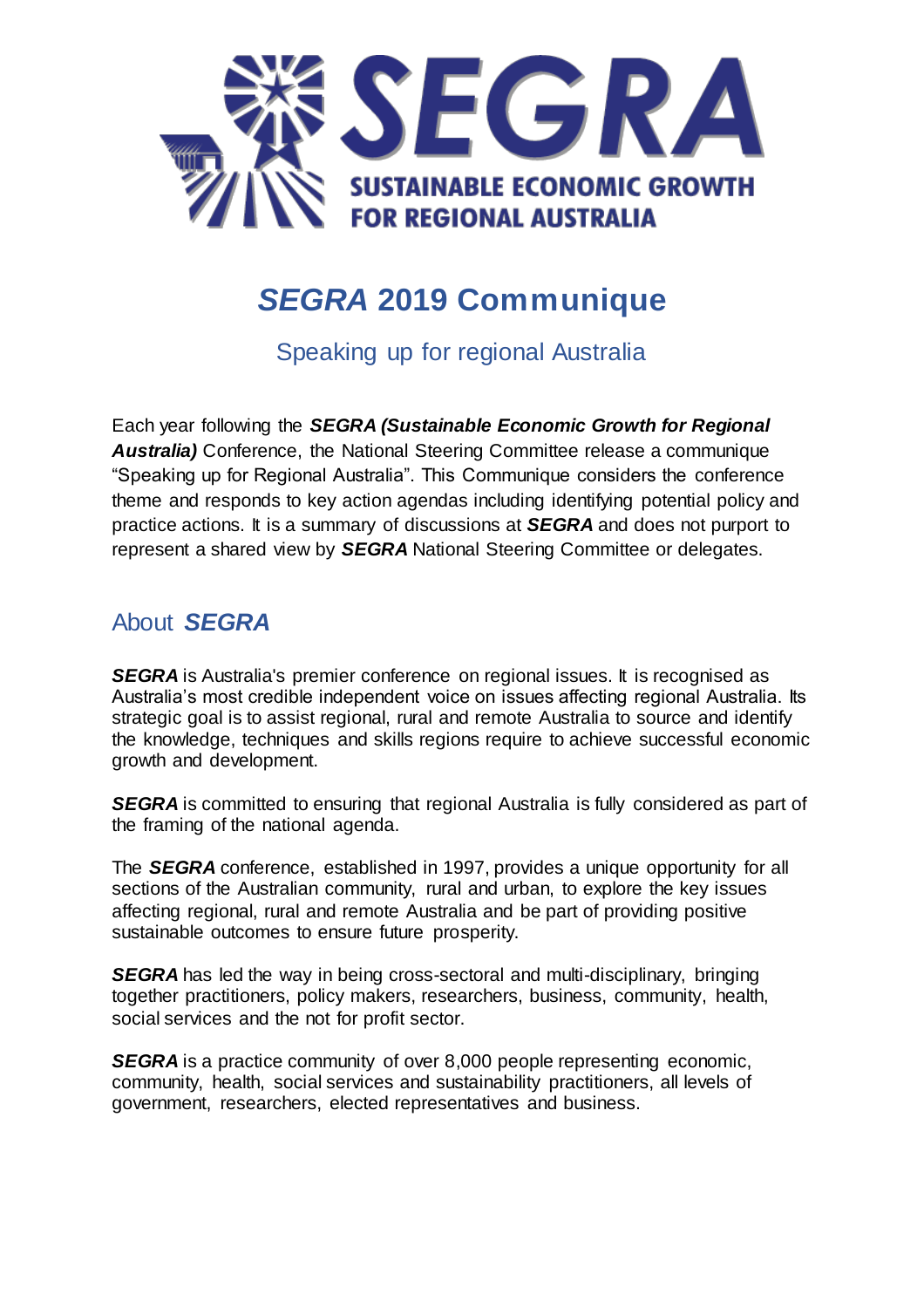SEGRA

SUSTAINABLE ECONOMIC GROWTH FOR REGIONAL AUSTRALIA

# *SEGRA* 2019 Communique

## Speaking up for regional Australia

Each year following the ***SEGRA (Sustainable Economic Growth for Regional Australia)*** Conference, the National Steering Committee release a communique "Speaking up for Regional Australia". This Communique considers the conference theme and responds to key action agendas including identifying potential policy and practice actions. It is a summary of discussions at ***SEGRA*** and does not purport to represent a shared view by ***SEGRA*** National Steering Committee or delegates.

## About ***SEGRA***

***SEGRA*** is Australia's premier conference on regional issues. It is recognised as Australia's most credible independent voice on issues affecting regional Australia. Its strategic goal is to assist regional, rural and remote Australia to source and identify the knowledge, techniques and skills regions require to achieve successful economic growth and development.

***SEGRA*** is committed to ensuring that regional Australia is fully considered as part of the framing of the national agenda.

The ***SEGRA*** conference, established in 1997, provides a unique opportunity for all sections of the Australian community, rural and urban, to explore the key issues affecting regional, rural and remote Australia and be part of providing positive sustainable outcomes to ensure future prosperity.

***SEGRA*** has led the way in being cross-sectoral and multi-disciplinary, bringing together practitioners, policy makers, researchers, business, community, health, social services and the not for profit sector.

***SEGRA*** is a practice community of over 8,000 people representing economic, community, health, social services and sustainability practitioners, all levels of government, researchers, elected representatives and business.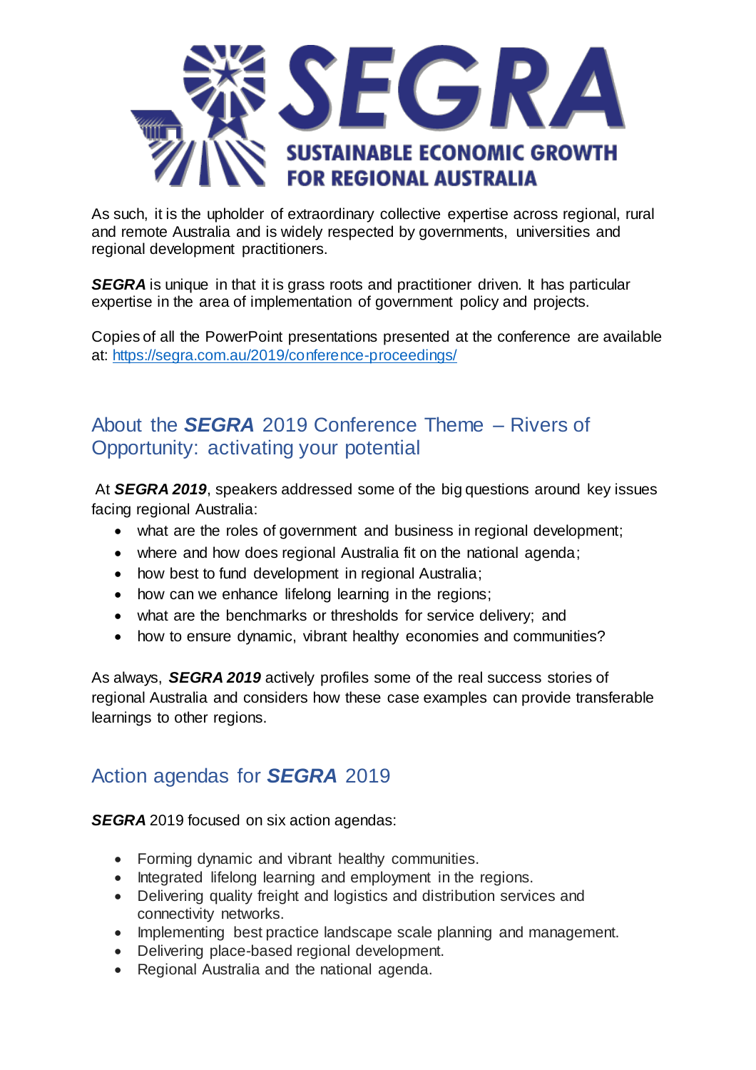As such, it is the upholder of extraordinary collective expertise across regional, rural and remote Australia and is widely respected by governments, universities and regional development practitioners.

***SEGRA*** is unique in that it is grass roots and practitioner driven. It has particular expertise in the area of implementation of government policy and projects.

Copies of all the PowerPoint presentations presented at the conference are available at: https://segra.com.au/2019/conference-proceedings/

## About the *SEGRA* 2019 Conference Theme – Rivers of Opportunity: activating your potential

At ***SEGRA 2019***, speakers addressed some of the big questions around key issues facing regional Australia:

- what are the roles of government and business in regional development;
- where and how does regional Australia fit on the national agenda;
- how best to fund development in regional Australia;
- how can we enhance lifelong learning in the regions;
- what are the benchmarks or thresholds for service delivery; and
- how to ensure dynamic, vibrant healthy economies and communities?

As always, ***SEGRA 2019*** actively profiles some of the real success stories of regional Australia and considers how these case examples can provide transferable learnings to other regions.

## Action agendas for *SEGRA* 2019

***SEGRA*** 2019 focused on six action agendas:

- Forming dynamic and vibrant healthy communities.
- Integrated lifelong learning and employment in the regions.
- Delivering quality freight and logistics and distribution services and connectivity networks.
- Implementing best practice landscape scale planning and management.
- Delivering place-based regional development.
- Regional Australia and the national agenda.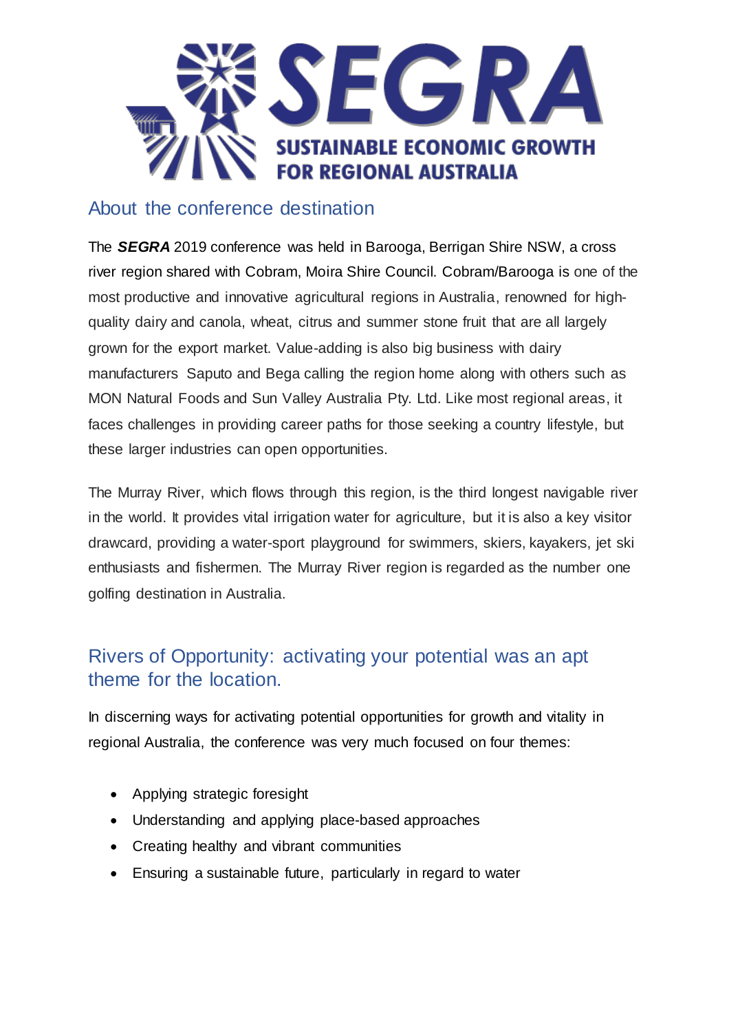## About the conference destination

The ***SEGRA*** 2019 conference was held in Barooga, Berrigan Shire NSW, a cross river region shared with Cobram, Moira Shire Council. Cobram/Barooga is one of the most productive and innovative agricultural regions in Australia, renowned for high-quality dairy and canola, wheat, citrus and summer stone fruit that are all largely grown for the export market. Value-adding is also big business with dairy manufacturers Saputo and Bega calling the region home along with others such as MON Natural Foods and Sun Valley Australia Pty. Ltd. Like most regional areas, it faces challenges in providing career paths for those seeking a country lifestyle, but these larger industries can open opportunities.

The Murray River, which flows through this region, is the third longest navigable river in the world. It provides vital irrigation water for agriculture, but it is also a key visitor drawcard, providing a water-sport playground for swimmers, skiers, kayakers, jet ski enthusiasts and fishermen. The Murray River region is regarded as the number one golfing destination in Australia.

## Rivers of Opportunity: activating your potential was an apt theme for the location.

In discerning ways for activating potential opportunities for growth and vitality in regional Australia, the conference was very much focused on four themes:

- Applying strategic foresight
- Understanding and applying place-based approaches
- Creating healthy and vibrant communities
- Ensuring a sustainable future, particularly in regard to water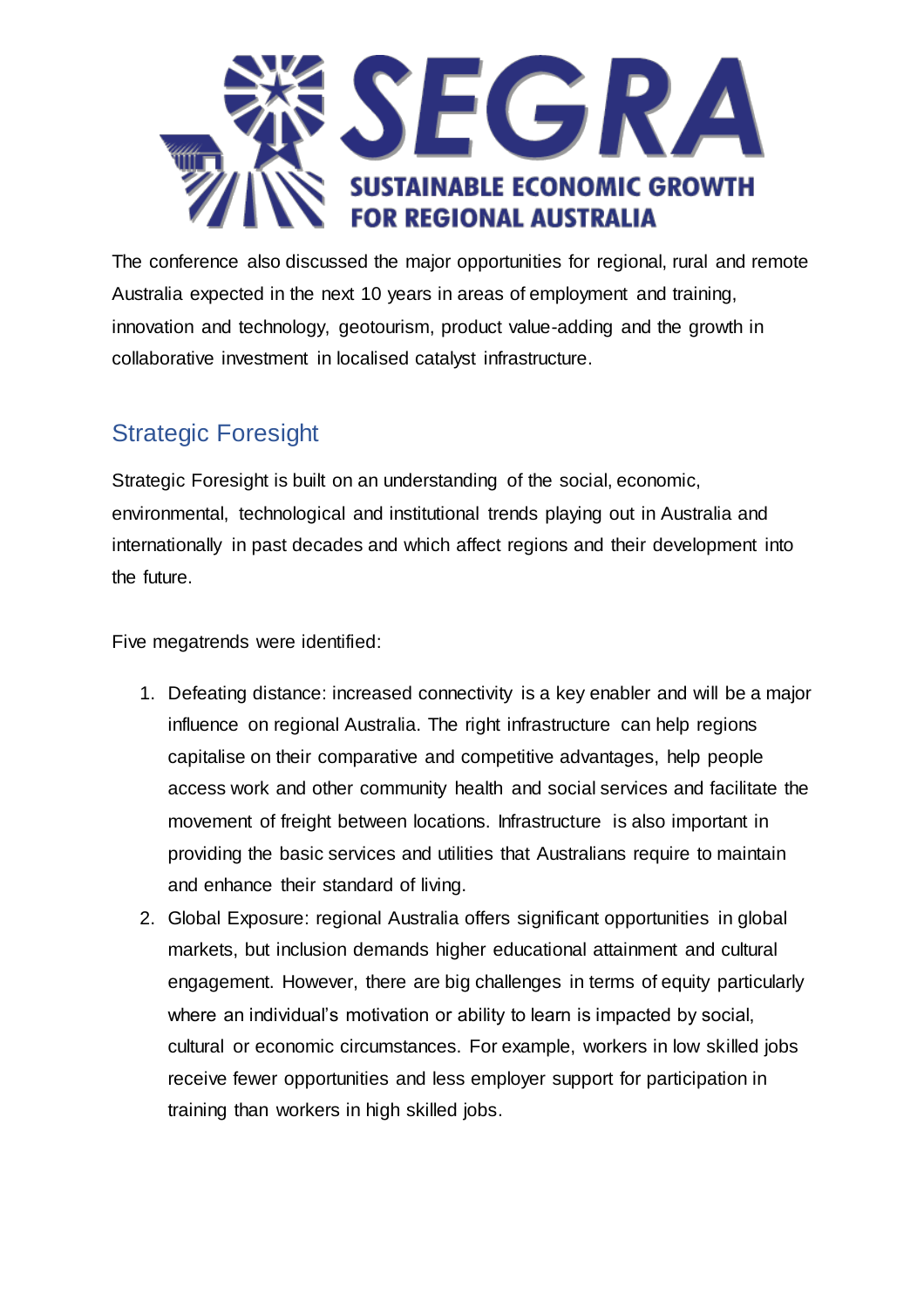The conference also discussed the major opportunities for regional, rural and remote Australia expected in the next 10 years in areas of employment and training, innovation and technology, geotourism, product value-adding and the growth in collaborative investment in localised catalyst infrastructure.

## Strategic Foresight

Strategic Foresight is built on an understanding of the social, economic, environmental, technological and institutional trends playing out in Australia and internationally in past decades and which affect regions and their development into the future.

Five megatrends were identified:

1. Defeating distance: increased connectivity is a key enabler and will be a major influence on regional Australia. The right infrastructure can help regions capitalise on their comparative and competitive advantages, help people access work and other community health and social services and facilitate the movement of freight between locations. Infrastructure is also important in providing the basic services and utilities that Australians require to maintain and enhance their standard of living.
2. Global Exposure: regional Australia offers significant opportunities in global markets, but inclusion demands higher educational attainment and cultural engagement. However, there are big challenges in terms of equity particularly where an individual's motivation or ability to learn is impacted by social, cultural or economic circumstances. For example, workers in low skilled jobs receive fewer opportunities and less employer support for participation in training than workers in high skilled jobs.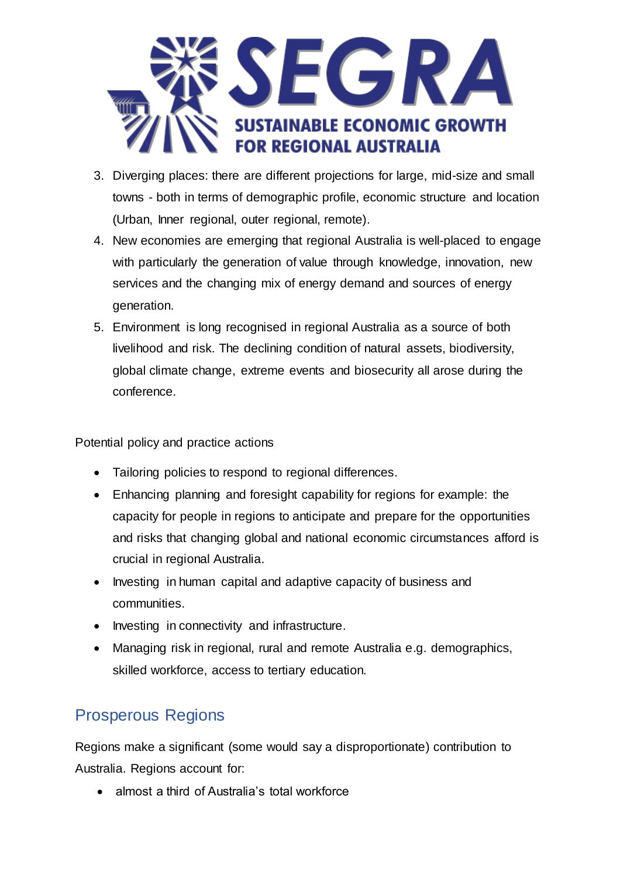3. Diverging places: there are different projections for large, mid-size and small towns - both in terms of demographic profile, economic structure and location (Urban, Inner regional, outer regional, remote).
4. New economies are emerging that regional Australia is well-placed to engage with particularly the generation of value through knowledge, innovation, new services and the changing mix of energy demand and sources of energy generation.
5. Environment is long recognised in regional Australia as a source of both livelihood and risk. The declining condition of natural assets, biodiversity, global climate change, extreme events and biosecurity all arose during the conference.

Potential policy and practice actions

- Tailoring policies to respond to regional differences.
- Enhancing planning and foresight capability for regions for example: the capacity for people in regions to anticipate and prepare for the opportunities and risks that changing global and national economic circumstances afford is crucial in regional Australia.
- Investing in human capital and adaptive capacity of business and communities.
- Investing in connectivity and infrastructure.
- Managing risk in regional, rural and remote Australia e.g. demographics, skilled workforce, access to tertiary education.

## Prosperous Regions

Regions make a significant (some would say a disproportionate) contribution to Australia. Regions account for:

- almost a third of Australia's total workforce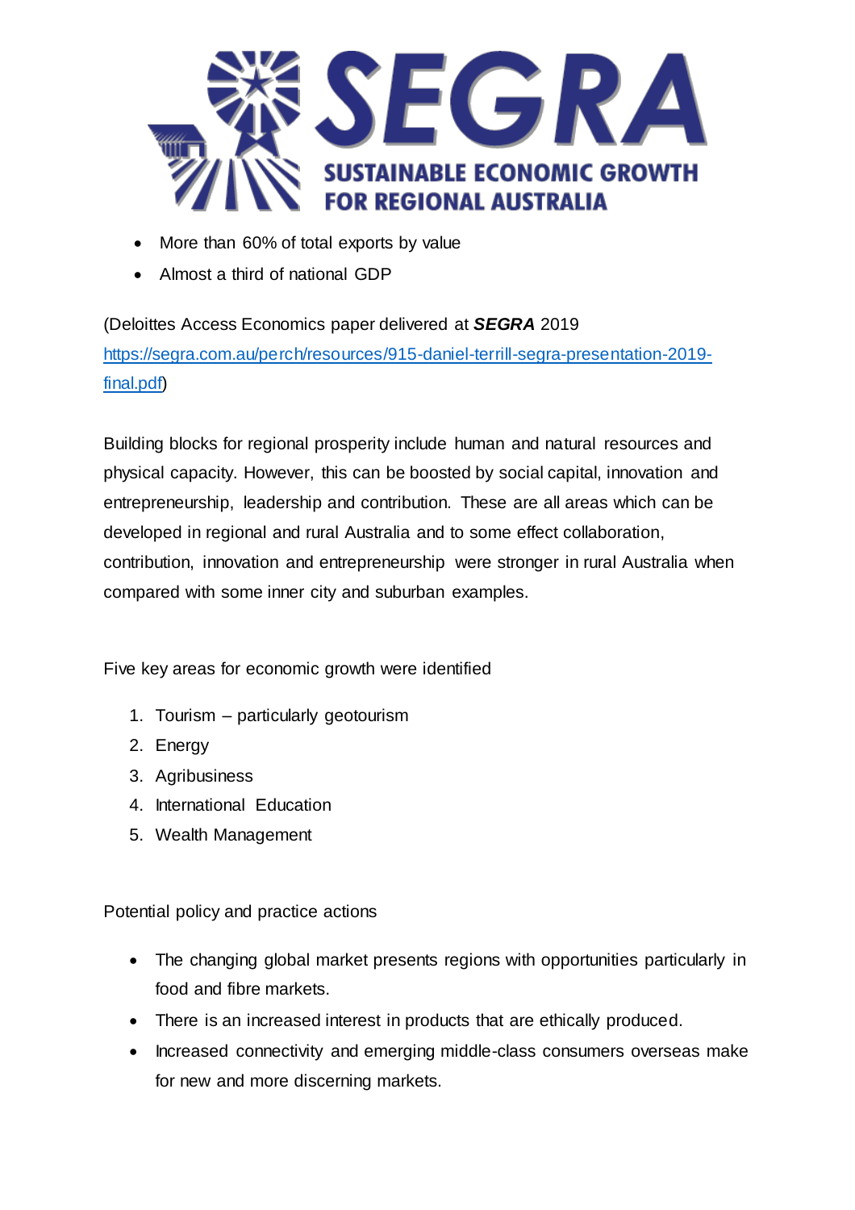- More than 60% of total exports by value
- Almost a third of national GDP

(Deloittes Access Economics paper delivered at ***SEGRA*** 2019 https://segra.com.au/perch/resources/915-daniel-terrill-segra-presentation-2019-final.pdf)

Building blocks for regional prosperity include human and natural resources and physical capacity. However, this can be boosted by social capital, innovation and entrepreneurship, leadership and contribution. These are all areas which can be developed in regional and rural Australia and to some effect collaboration, contribution, innovation and entrepreneurship were stronger in rural Australia when compared with some inner city and suburban examples.

Five key areas for economic growth were identified

1. Tourism – particularly geotourism
2. Energy
3. Agribusiness
4. International Education
5. Wealth Management

Potential policy and practice actions

- The changing global market presents regions with opportunities particularly in food and fibre markets.
- There is an increased interest in products that are ethically produced.
- Increased connectivity and emerging middle-class consumers overseas make for new and more discerning markets.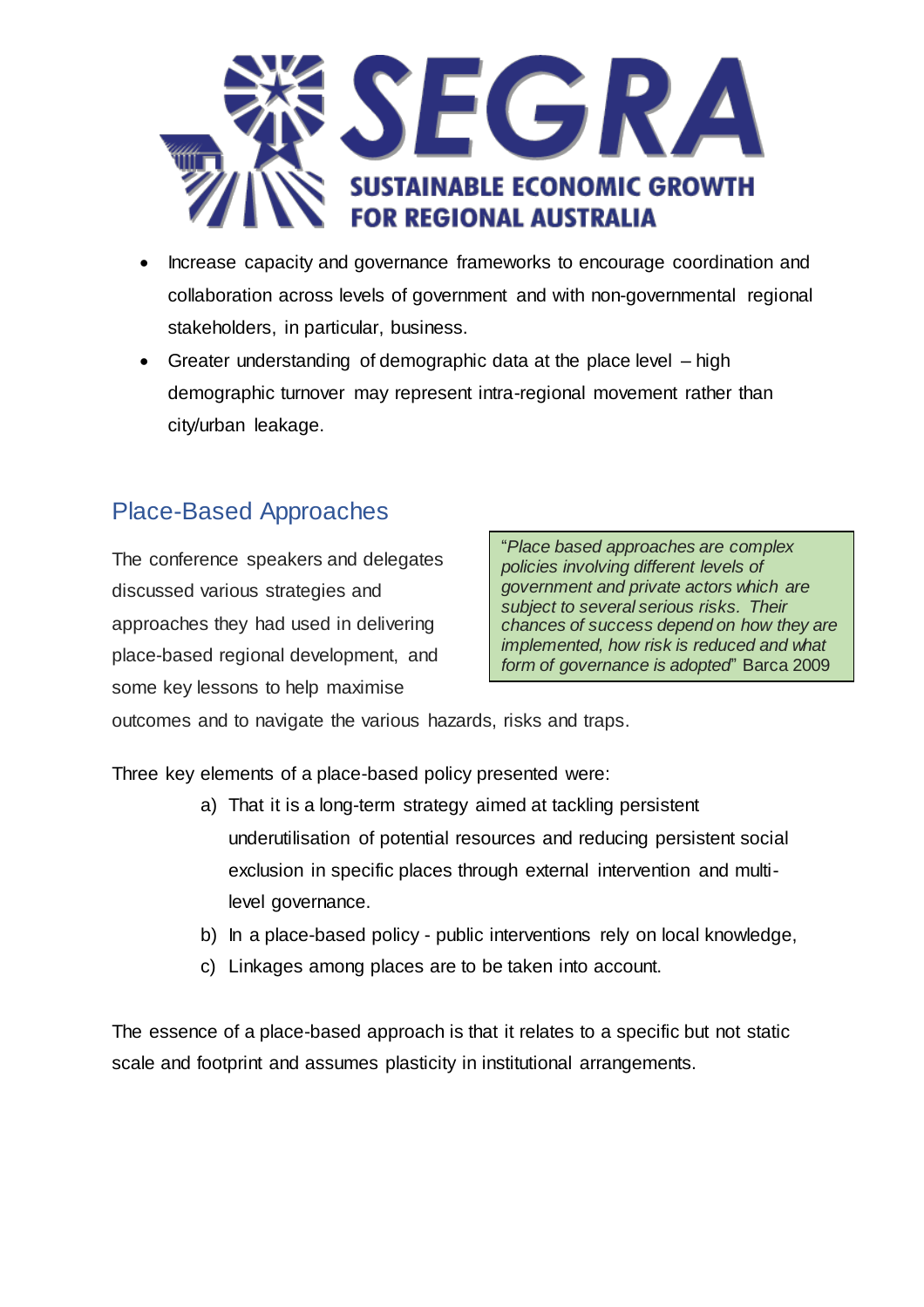- Increase capacity and governance frameworks to encourage coordination and collaboration across levels of government and with non-governmental regional stakeholders, in particular, business.
- Greater understanding of demographic data at the place level – high demographic turnover may represent intra-regional movement rather than city/urban leakage.

## Place-Based Approaches

> "*Place based approaches are complex policies involving different levels of government and private actors which are subject to several serious risks. Their chances of success depend on how they are implemented, how risk is reduced and what form of governance is adopted*" Barca 2009

The conference speakers and delegates discussed various strategies and approaches they had used in delivering place-based regional development, and some key lessons to help maximise outcomes and to navigate the various hazards, risks and traps.

Three key elements of a place-based policy presented were:

a) That it is a long-term strategy aimed at tackling persistent underutilisation of potential resources and reducing persistent social exclusion in specific places through external intervention and multi-level governance.
b) In a place-based policy - public interventions rely on local knowledge,
c) Linkages among places are to be taken into account.

The essence of a place-based approach is that it relates to a specific but not static scale and footprint and assumes plasticity in institutional arrangements.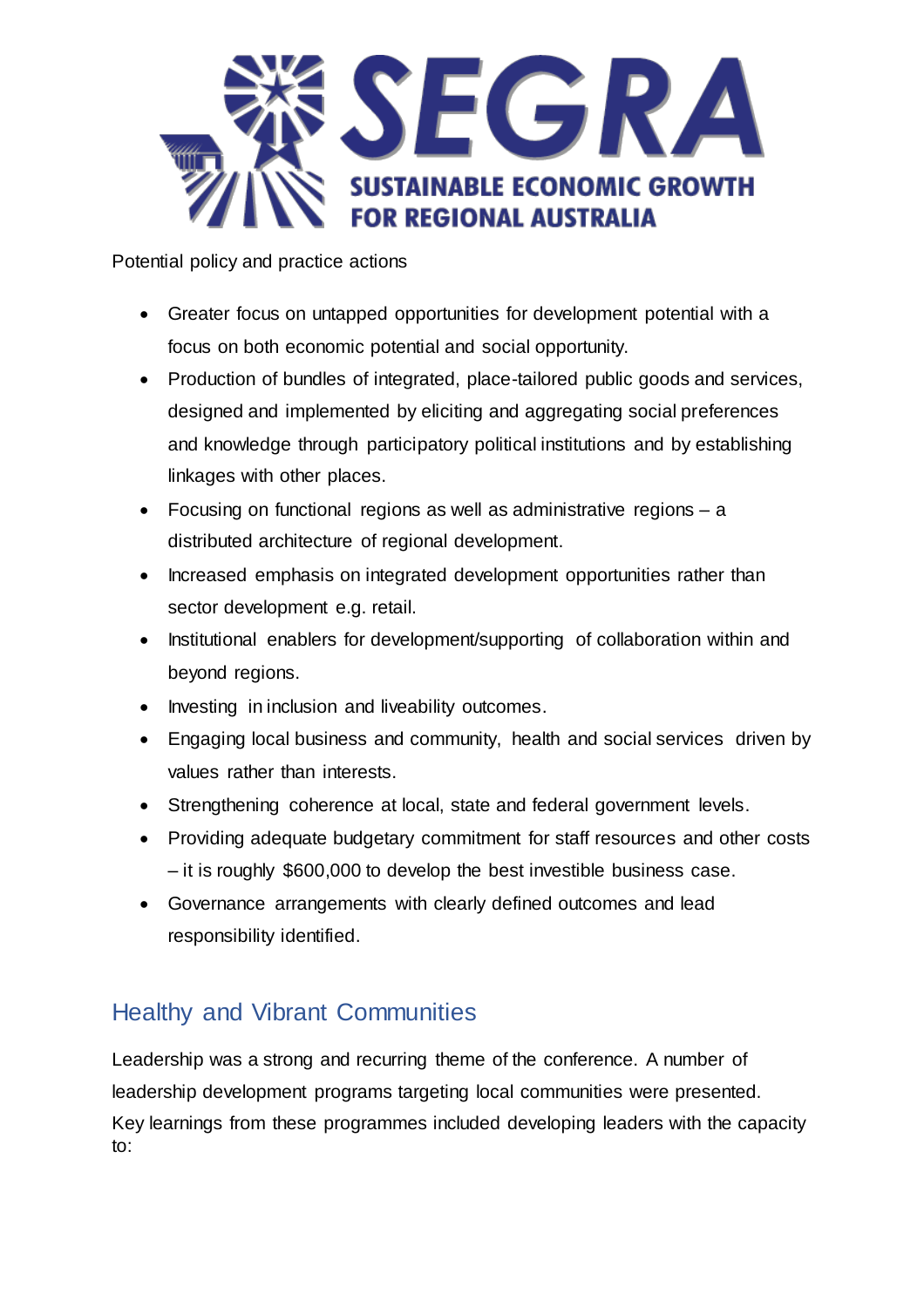Potential policy and practice actions

- Greater focus on untapped opportunities for development potential with a focus on both economic potential and social opportunity.
- Production of bundles of integrated, place-tailored public goods and services, designed and implemented by eliciting and aggregating social preferences and knowledge through participatory political institutions and by establishing linkages with other places.
- Focusing on functional regions as well as administrative regions – a distributed architecture of regional development.
- Increased emphasis on integrated development opportunities rather than sector development e.g. retail.
- Institutional enablers for development/supporting of collaboration within and beyond regions.
- Investing in inclusion and liveability outcomes.
- Engaging local business and community, health and social services driven by values rather than interests.
- Strengthening coherence at local, state and federal government levels.
- Providing adequate budgetary commitment for staff resources and other costs – it is roughly $600,000 to develop the best investible business case.
- Governance arrangements with clearly defined outcomes and lead responsibility identified.

## Healthy and Vibrant Communities

Leadership was a strong and recurring theme of the conference. A number of leadership development programs targeting local communities were presented. Key learnings from these programmes included developing leaders with the capacity to: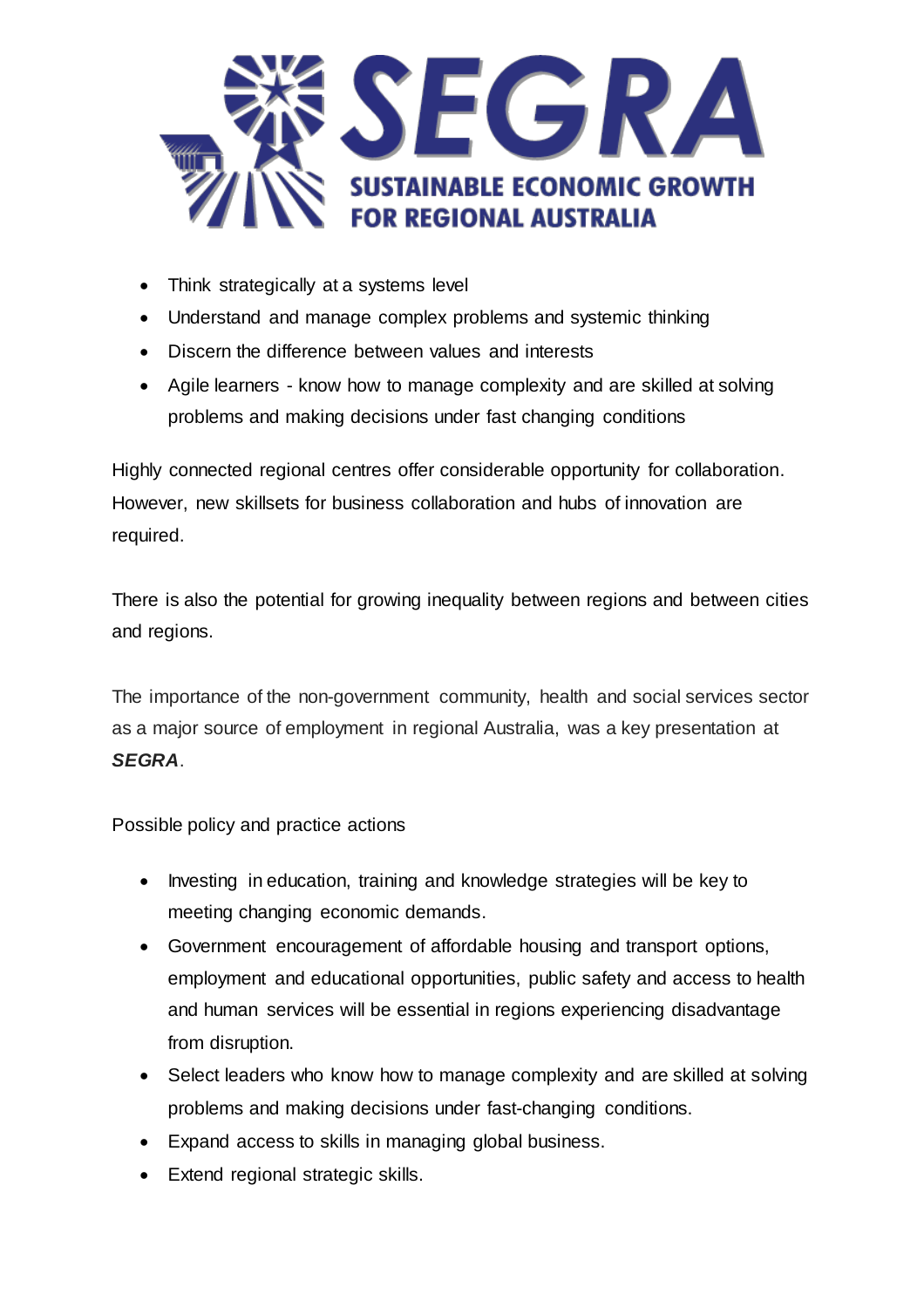- Think strategically at a systems level
- Understand and manage complex problems and systemic thinking
- Discern the difference between values and interests
- Agile learners - know how to manage complexity and are skilled at solving problems and making decisions under fast changing conditions

Highly connected regional centres offer considerable opportunity for collaboration. However, new skillsets for business collaboration and hubs of innovation are required.

There is also the potential for growing inequality between regions and between cities and regions.

The importance of the non-government community, health and social services sector as a major source of employment in regional Australia, was a key presentation at ***SEGRA***.

Possible policy and practice actions

- Investing in education, training and knowledge strategies will be key to meeting changing economic demands.
- Government encouragement of affordable housing and transport options, employment and educational opportunities, public safety and access to health and human services will be essential in regions experiencing disadvantage from disruption.
- Select leaders who know how to manage complexity and are skilled at solving problems and making decisions under fast-changing conditions.
- Expand access to skills in managing global business.
- Extend regional strategic skills.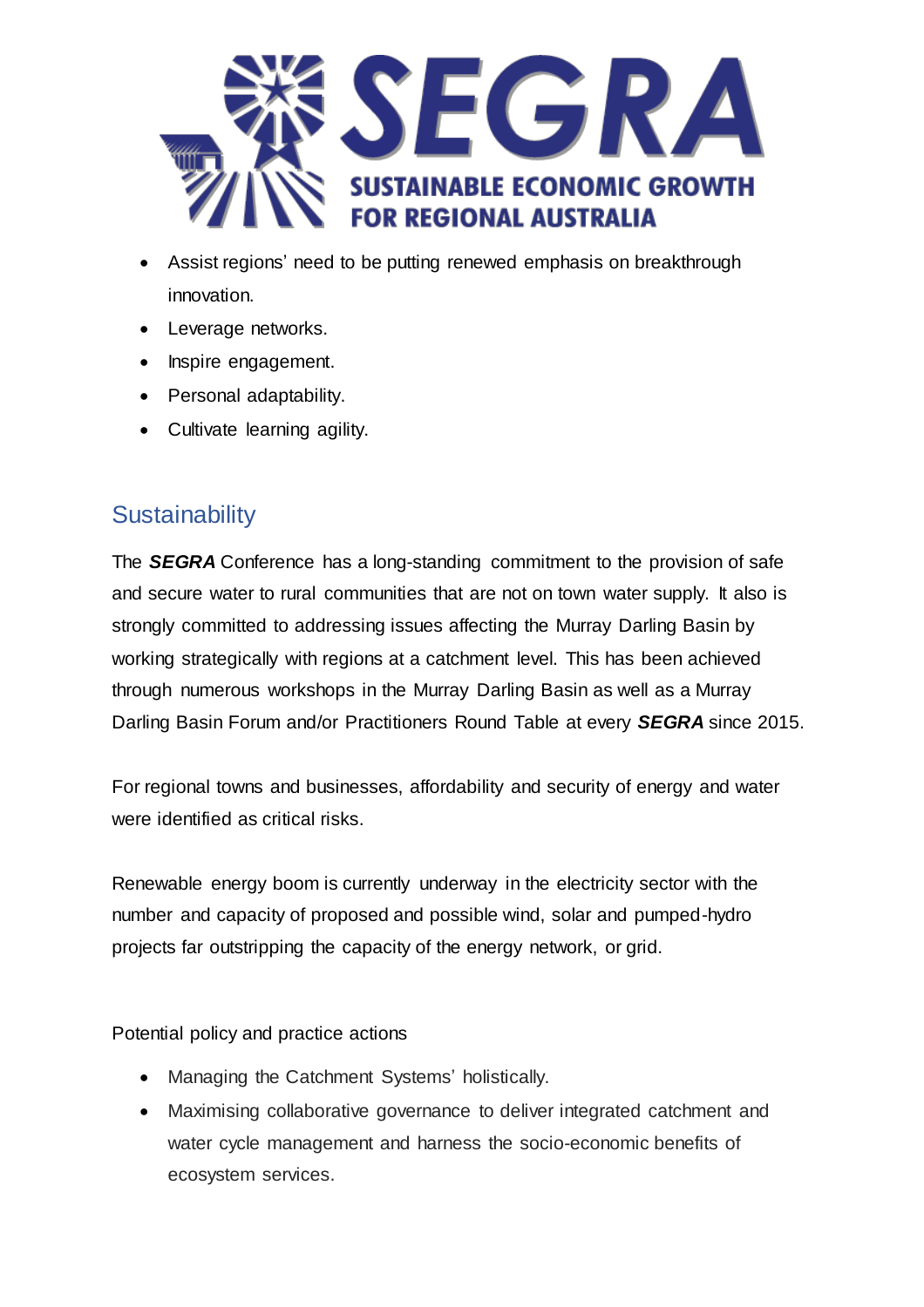- Assist regions' need to be putting renewed emphasis on breakthrough innovation.
- Leverage networks.
- Inspire engagement.
- Personal adaptability.
- Cultivate learning agility.

## Sustainability

The ***SEGRA*** Conference has a long-standing commitment to the provision of safe and secure water to rural communities that are not on town water supply. It also is strongly committed to addressing issues affecting the Murray Darling Basin by working strategically with regions at a catchment level. This has been achieved through numerous workshops in the Murray Darling Basin as well as a Murray Darling Basin Forum and/or Practitioners Round Table at every ***SEGRA*** since 2015.

For regional towns and businesses, affordability and security of energy and water were identified as critical risks.

Renewable energy boom is currently underway in the electricity sector with the number and capacity of proposed and possible wind, solar and pumped-hydro projects far outstripping the capacity of the energy network, or grid.

Potential policy and practice actions

- Managing the Catchment Systems' holistically.
- Maximising collaborative governance to deliver integrated catchment and water cycle management and harness the socio-economic benefits of ecosystem services.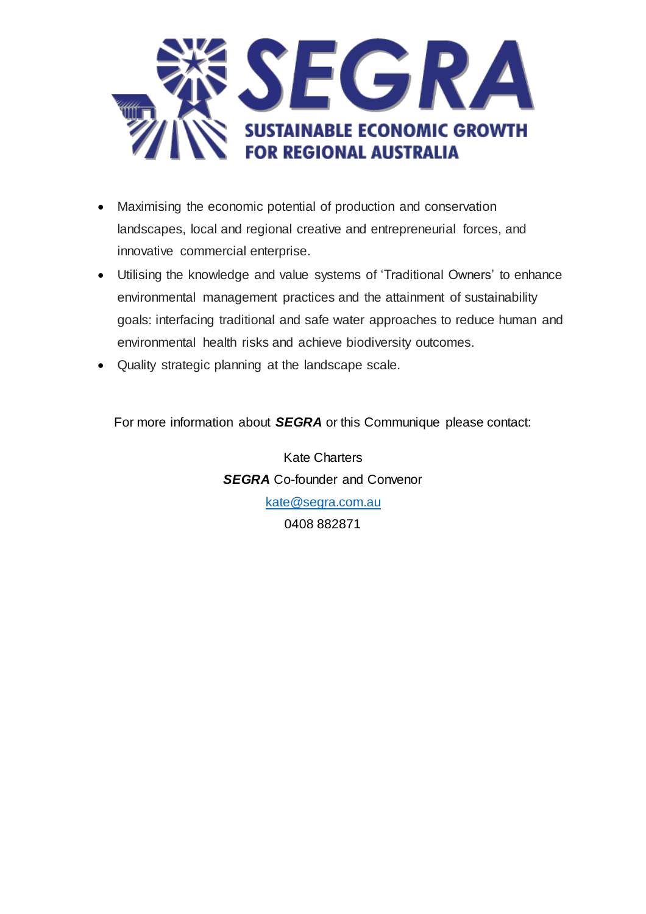- Maximising the economic potential of production and conservation landscapes, local and regional creative and entrepreneurial forces, and innovative commercial enterprise.
- Utilising the knowledge and value systems of 'Traditional Owners' to enhance environmental management practices and the attainment of sustainability goals: interfacing traditional and safe water approaches to reduce human and environmental health risks and achieve biodiversity outcomes.
- Quality strategic planning at the landscape scale.

For more information about ***SEGRA*** or this Communique please contact:

Kate Charters
***SEGRA*** Co-founder and Convenor
kate@segra.com.au
0408 882871